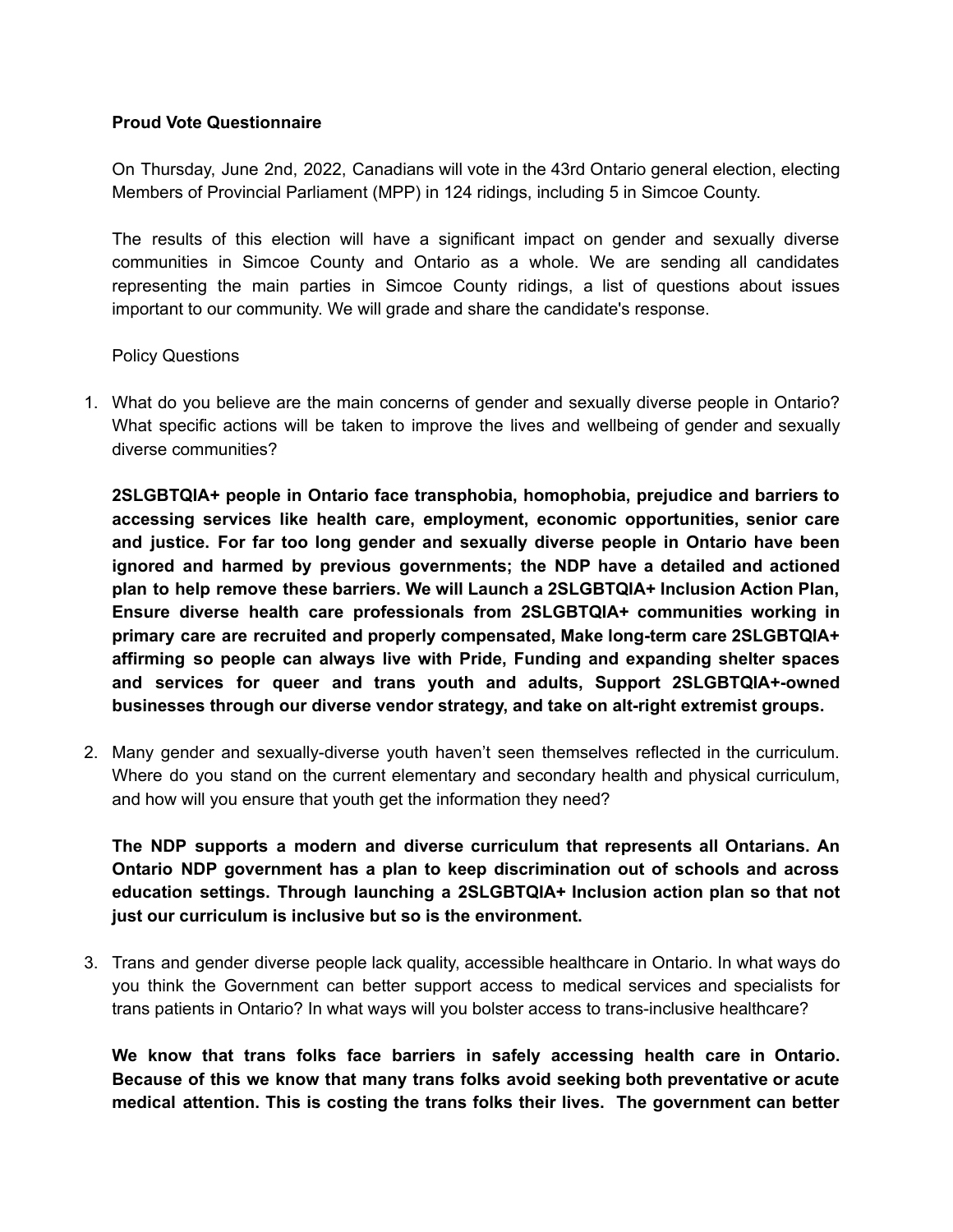**Proud Vote Questionnaire**

On Thursday, June 2nd, 2022, Canadians will vote in the 43rd Ontario general election, electing Members of Provincial Parliament (MPP) in 124 ridings, including 5 in Simcoe County.

The results of this election will have a significant impact on gender and sexually diverse communities in Simcoe County and Ontario as a whole. We are sending all candidates representing the main parties in Simcoe County ridings, a list of questions about issues important to our community. We will grade and share the candidate's response.

Policy Questions

1. What do you believe are the main concerns of gender and sexually diverse people in Ontario? What specific actions will be taken to improve the lives and wellbeing of gender and sexually diverse communities?

   **2SLGBTQIA+ people in Ontario face transphobia, homophobia, prejudice and barriers to accessing services like health care, employment, economic opportunities, senior care and justice. For far too long gender and sexually diverse people in Ontario have been ignored and harmed by previous governments; the NDP have a detailed and actioned plan to help remove these barriers. We will Launch a 2SLGBTQIA+ Inclusion Action Plan, Ensure diverse health care professionals from 2SLGBTQIA+ communities working in primary care are recruited and properly compensated, Make long-term care 2SLGBTQIA+ affirming so people can always live with Pride, Funding and expanding shelter spaces and services for queer and trans youth and adults, Support 2SLGBTQIA+-owned businesses through our diverse vendor strategy, and take on alt-right extremist groups.**

2. Many gender and sexually-diverse youth haven't seen themselves reflected in the curriculum. Where do you stand on the current elementary and secondary health and physical curriculum, and how will you ensure that youth get the information they need?

   **The NDP supports a modern and diverse curriculum that represents all Ontarians. An Ontario NDP government has a plan to keep discrimination out of schools and across education settings. Through launching a 2SLGBTQIA+ Inclusion action plan so that not just our curriculum is inclusive but so is the environment.**

3. Trans and gender diverse people lack quality, accessible healthcare in Ontario. In what ways do you think the Government can better support access to medical services and specialists for trans patients in Ontario? In what ways will you bolster access to trans-inclusive healthcare?

   **We know that trans folks face barriers in safely accessing health care in Ontario. Because of this we know that many trans folks avoid seeking both preventative or acute medical attention. This is costing the trans folks their lives. The government can better**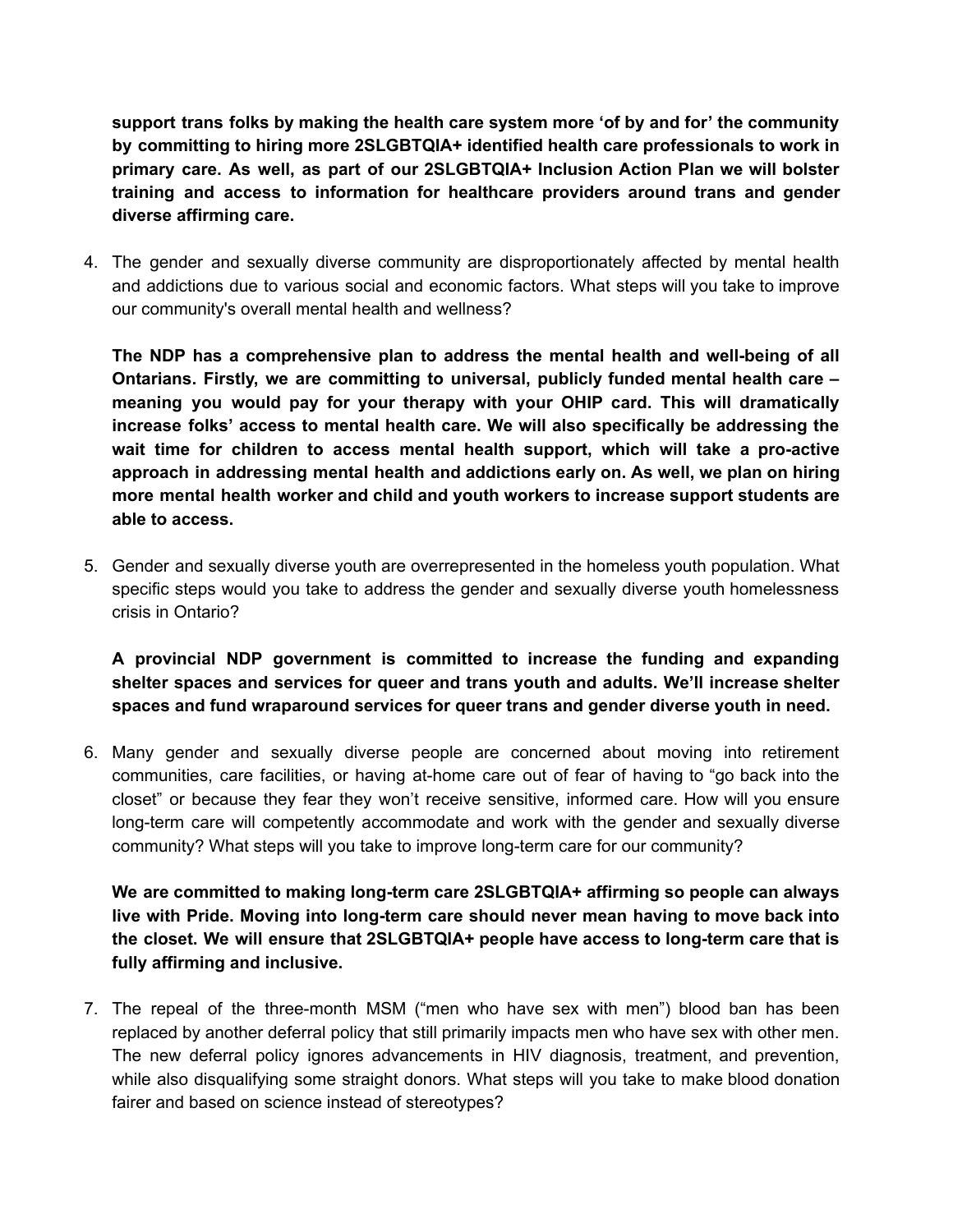**support trans folks by making the health care system more 'of by and for' the community by committing to hiring more 2SLGBTQIA+ identified health care professionals to work in primary care. As well, as part of our 2SLGBTQIA+ Inclusion Action Plan we will bolster training and access to information for healthcare providers around trans and gender diverse affirming care.**

4. The gender and sexually diverse community are disproportionately affected by mental health and addictions due to various social and economic factors. What steps will you take to improve our community's overall mental health and wellness?

   **The NDP has a comprehensive plan to address the mental health and well-being of all Ontarians. Firstly, we are committing to universal, publicly funded mental health care – meaning you would pay for your therapy with your OHIP card. This will dramatically increase folks' access to mental health care. We will also specifically be addressing the wait time for children to access mental health support, which will take a pro-active approach in addressing mental health and addictions early on. As well, we plan on hiring more mental health worker and child and youth workers to increase support students are able to access.**

5. Gender and sexually diverse youth are overrepresented in the homeless youth population. What specific steps would you take to address the gender and sexually diverse youth homelessness crisis in Ontario?

   **A provincial NDP government is committed to increase the funding and expanding shelter spaces and services for queer and trans youth and adults. We'll increase shelter spaces and fund wraparound services for queer trans and gender diverse youth in need.**

6. Many gender and sexually diverse people are concerned about moving into retirement communities, care facilities, or having at-home care out of fear of having to "go back into the closet" or because they fear they won't receive sensitive, informed care. How will you ensure long-term care will competently accommodate and work with the gender and sexually diverse community? What steps will you take to improve long-term care for our community?

   **We are committed to making long-term care 2SLGBTQIA+ affirming so people can always live with Pride. Moving into long-term care should never mean having to move back into the closet. We will ensure that 2SLGBTQIA+ people have access to long-term care that is fully affirming and inclusive.**

7. The repeal of the three-month MSM ("men who have sex with men") blood ban has been replaced by another deferral policy that still primarily impacts men who have sex with other men. The new deferral policy ignores advancements in HIV diagnosis, treatment, and prevention, while also disqualifying some straight donors. What steps will you take to make blood donation fairer and based on science instead of stereotypes?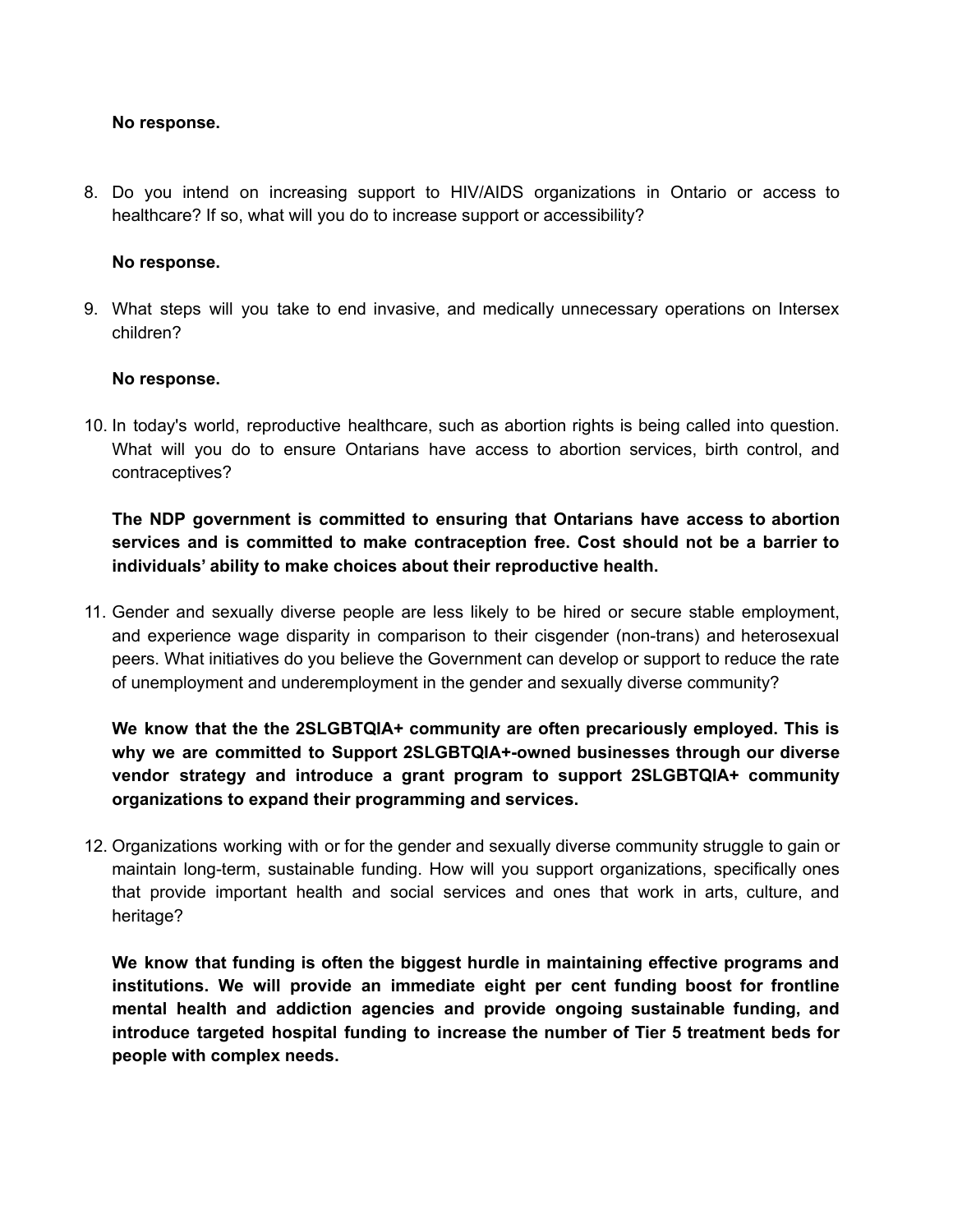**No response.**

8. Do you intend on increasing support to HIV/AIDS organizations in Ontario or access to healthcare? If so, what will you do to increase support or accessibility?

   **No response.**

9. What steps will you take to end invasive, and medically unnecessary operations on Intersex children?

   **No response.**

10. In today's world, reproductive healthcare, such as abortion rights is being called into question. What will you do to ensure Ontarians have access to abortion services, birth control, and contraceptives?

    **The NDP government is committed to ensuring that Ontarians have access to abortion services and is committed to make contraception free. Cost should not be a barrier to individuals' ability to make choices about their reproductive health.**

11. Gender and sexually diverse people are less likely to be hired or secure stable employment, and experience wage disparity in comparison to their cisgender (non-trans) and heterosexual peers. What initiatives do you believe the Government can develop or support to reduce the rate of unemployment and underemployment in the gender and sexually diverse community?

    **We know that the the 2SLGBTQIA+ community are often precariously employed. This is why we are committed to Support 2SLGBTQIA+-owned businesses through our diverse vendor strategy and introduce a grant program to support 2SLGBTQIA+ community organizations to expand their programming and services.**

12. Organizations working with or for the gender and sexually diverse community struggle to gain or maintain long-term, sustainable funding. How will you support organizations, specifically ones that provide important health and social services and ones that work in arts, culture, and heritage?

    **We know that funding is often the biggest hurdle in maintaining effective programs and institutions. We will provide an immediate eight per cent funding boost for frontline mental health and addiction agencies and provide ongoing sustainable funding, and introduce targeted hospital funding to increase the number of Tier 5 treatment beds for people with complex needs.**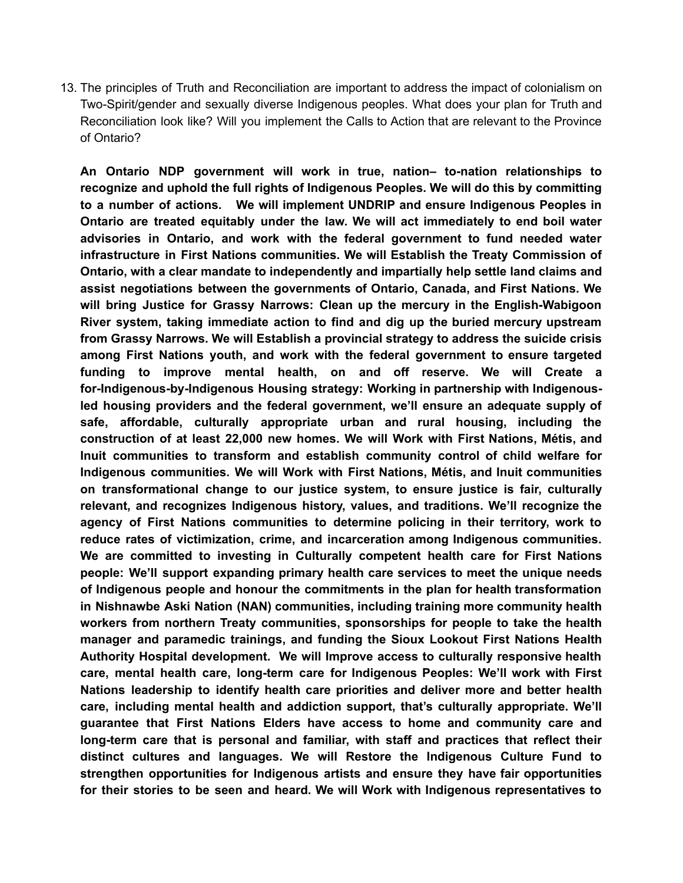13. The principles of Truth and Reconciliation are important to address the impact of colonialism on Two-Spirit/gender and sexually diverse Indigenous peoples. What does your plan for Truth and Reconciliation look like? Will you implement the Calls to Action that are relevant to the Province of Ontario?

    **An Ontario NDP government will work in true, nation– to-nation relationships to recognize and uphold the full rights of Indigenous Peoples. We will do this by committing to a number of actions. We will implement UNDRIP and ensure Indigenous Peoples in Ontario are treated equitably under the law. We will act immediately to end boil water advisories in Ontario, and work with the federal government to fund needed water infrastructure in First Nations communities. We will Establish the Treaty Commission of Ontario, with a clear mandate to independently and impartially help settle land claims and assist negotiations between the governments of Ontario, Canada, and First Nations. We will bring Justice for Grassy Narrows: Clean up the mercury in the English-Wabigoon River system, taking immediate action to find and dig up the buried mercury upstream from Grassy Narrows. We will Establish a provincial strategy to address the suicide crisis among First Nations youth, and work with the federal government to ensure targeted funding to improve mental health, on and off reserve. We will Create a for-Indigenous-by-Indigenous Housing strategy: Working in partnership with Indigenous-led housing providers and the federal government, we'll ensure an adequate supply of safe, affordable, culturally appropriate urban and rural housing, including the construction of at least 22,000 new homes. We will Work with First Nations, Métis, and Inuit communities to transform and establish community control of child welfare for Indigenous communities. We will Work with First Nations, Métis, and Inuit communities on transformational change to our justice system, to ensure justice is fair, culturally relevant, and recognizes Indigenous history, values, and traditions. We'll recognize the agency of First Nations communities to determine policing in their territory, work to reduce rates of victimization, crime, and incarceration among Indigenous communities. We are committed to investing in Culturally competent health care for First Nations people: We'll support expanding primary health care services to meet the unique needs of Indigenous people and honour the commitments in the plan for health transformation in Nishnawbe Aski Nation (NAN) communities, including training more community health workers from northern Treaty communities, sponsorships for people to take the health manager and paramedic trainings, and funding the Sioux Lookout First Nations Health Authority Hospital development. We will Improve access to culturally responsive health care, mental health care, long-term care for Indigenous Peoples: We'll work with First Nations leadership to identify health care priorities and deliver more and better health care, including mental health and addiction support, that's culturally appropriate. We'll guarantee that First Nations Elders have access to home and community care and long-term care that is personal and familiar, with staff and practices that reflect their distinct cultures and languages. We will Restore the Indigenous Culture Fund to strengthen opportunities for Indigenous artists and ensure they have fair opportunities for their stories to be seen and heard. We will Work with Indigenous representatives to**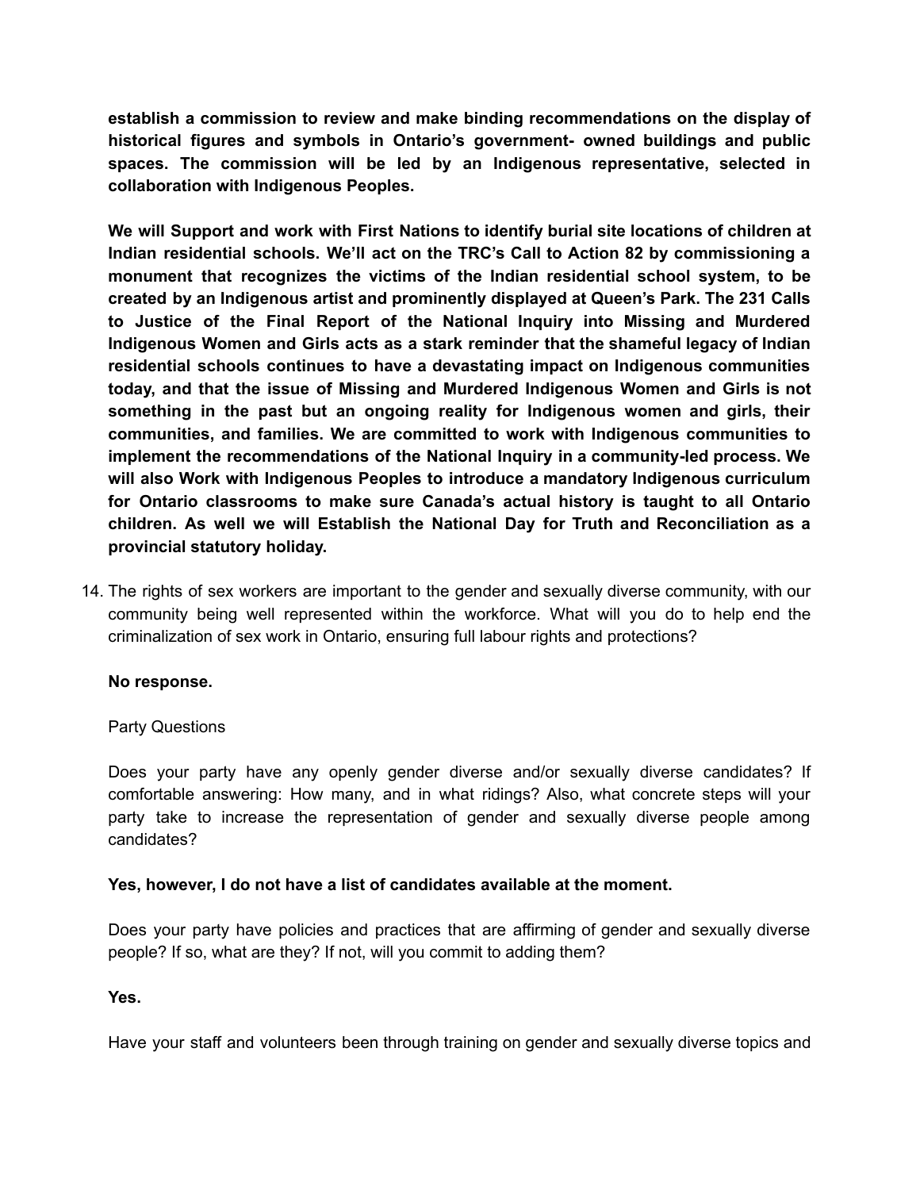**establish a commission to review and make binding recommendations on the display of historical figures and symbols in Ontario's government- owned buildings and public spaces. The commission will be led by an Indigenous representative, selected in collaboration with Indigenous Peoples.**

**We will Support and work with First Nations to identify burial site locations of children at Indian residential schools. We'll act on the TRC's Call to Action 82 by commissioning a monument that recognizes the victims of the Indian residential school system, to be created by an Indigenous artist and prominently displayed at Queen's Park. The 231 Calls to Justice of the Final Report of the National Inquiry into Missing and Murdered Indigenous Women and Girls acts as a stark reminder that the shameful legacy of Indian residential schools continues to have a devastating impact on Indigenous communities today, and that the issue of Missing and Murdered Indigenous Women and Girls is not something in the past but an ongoing reality for Indigenous women and girls, their communities, and families. We are committed to work with Indigenous communities to implement the recommendations of the National Inquiry in a community-led process. We will also Work with Indigenous Peoples to introduce a mandatory Indigenous curriculum for Ontario classrooms to make sure Canada's actual history is taught to all Ontario children. As well we will Establish the National Day for Truth and Reconciliation as a provincial statutory holiday.**

14. The rights of sex workers are important to the gender and sexually diverse community, with our community being well represented within the workforce. What will you do to help end the criminalization of sex work in Ontario, ensuring full labour rights and protections?

    **No response.**

    Party Questions

    Does your party have any openly gender diverse and/or sexually diverse candidates? If comfortable answering: How many, and in what ridings? Also, what concrete steps will your party take to increase the representation of gender and sexually diverse people among candidates?

    **Yes, however, I do not have a list of candidates available at the moment.**

    Does your party have policies and practices that are affirming of gender and sexually diverse people? If so, what are they? If not, will you commit to adding them?

    **Yes.**

    Have your staff and volunteers been through training on gender and sexually diverse topics and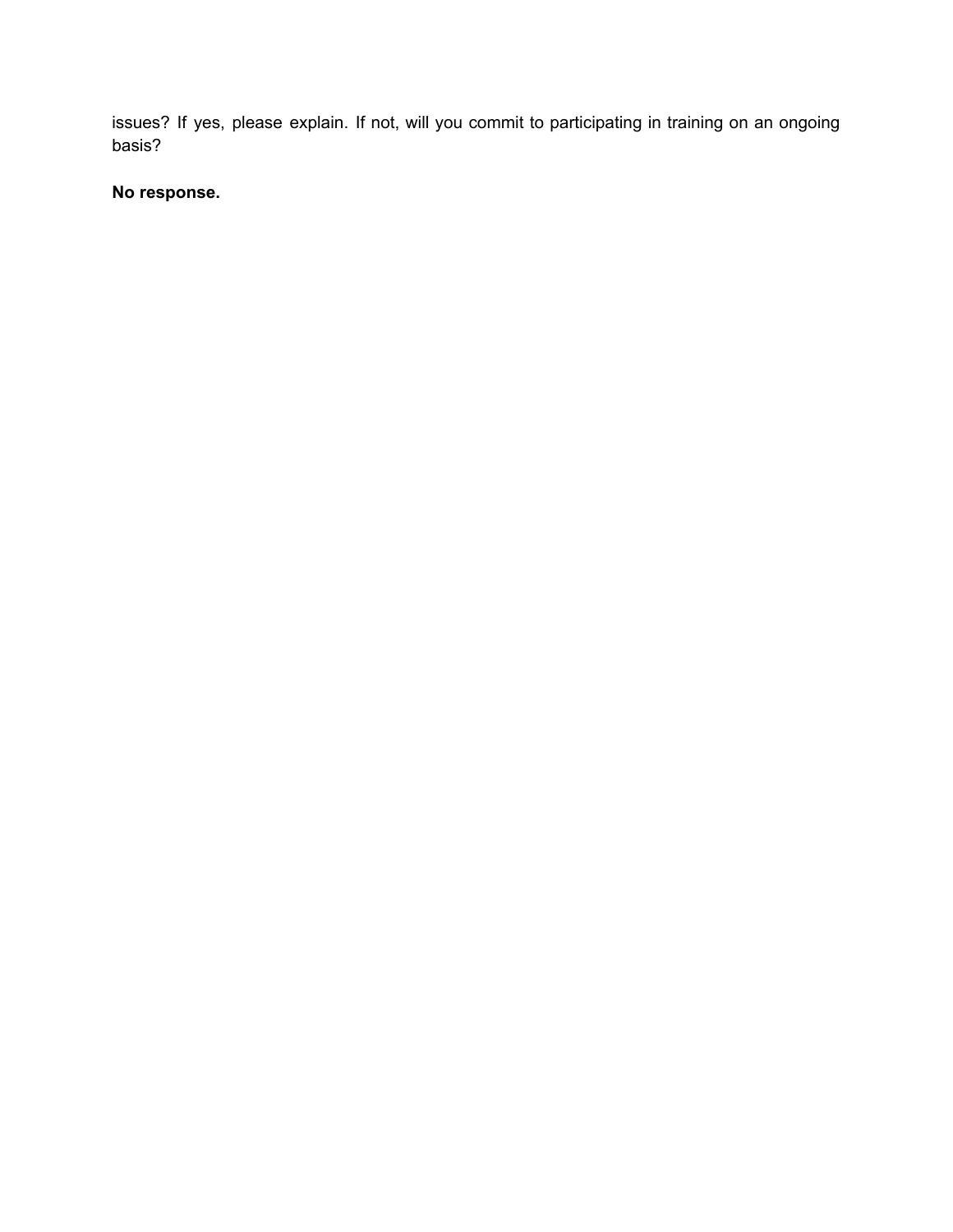issues? If yes, please explain. If not, will you commit to participating in training on an ongoing basis?

**No response.**